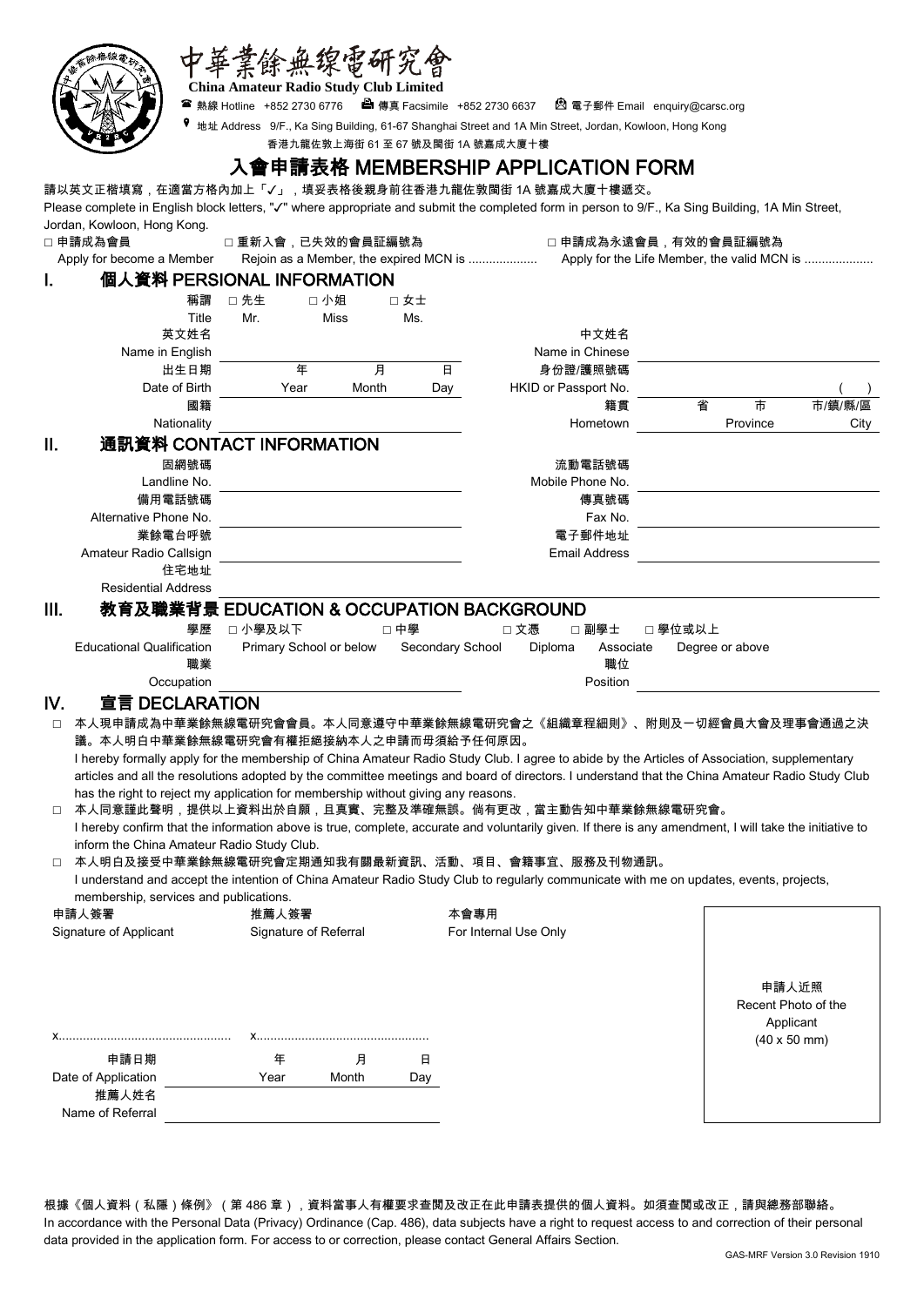# 中華業餘無線電研究會

**China Amateur Radio Study Club Limited**

熱線 Hotline +852 2730 6776 傳真 Facsimile +852 2730 6637 電子郵件 Email enquiry@carsc.org

地址 Address 9/F., Ka Sing Building, 61-67 Shanghai Street and 1A Min Street, Jordan, Kowloon, Hong Kong

香港九龍佐敦上海街 61 至 67 號及閩街 1A 號嘉成大廈十樓

## 入會申請表格 MEMBERSHIP APPLICATION FORM

請以英文正楷填寫，在適當方格內加上「✓」，填妥表格後親身前往香港九龍佐敦閩街 1A 號嘉成大廈十樓遞交。

Please complete in English block letters, "✓" where appropriate and submit the completed form in person to 9/F., Ka Sing Building, 1A Min Street, Jordan, Kowloon, Hong Kong.

□ 申請成為會員 Apply for become a Member　□ 重新入會，已失效的會員証編號為 Rejoin as a Member, the expired MCN is ....................　□ 申請成為永遠會員，有效的會員証編號為 Apply for the Life Member, the valid MCN is ....................

### I. 個人資料 PERSIONAL INFORMATION

稱謂 Title　□ 先生 Mr.　□ 小姐 Miss　□ 女士 Ms.

英文姓名 Name in English ____________　中文姓名 Name in Chinese ____________

出生日期 Date of Birth ____ 年 Year ____ 月 Month ____ 日 Day　身份證/護照號碼 HKID or Passport No. ____________ (　)

國籍 Nationality ____________　籍貫 Hometown ____ 省 Province ____ 市 / 市/鎮/縣/區 City

### II. 通訊資料 CONTACT INFORMATION

固網號碼 Landline No. ____________　流動電話號碼 Mobile Phone No. ____________

備用電話號碼 Alternative Phone No. ____________　傳真號碼 Fax No. ____________

業餘電台呼號 Amateur Radio Callsign ____________　電子郵件地址 Email Address ____________

住宅地址 Residential Address ____________

### III. 教育及職業背景 EDUCATION & OCCUPATION BACKGROUND

學歷 Educational Qualification　□ 小學及以下 Primary School or below　□ 中學 Secondary School　□ 文憑 Diploma　□ 副學士 Associate　□ 學位或以上 Degree or above

職業 Occupation ____________　職位 Position ____________

### IV. 宣言 DECLARATION

□ 本人現申請成為中華業餘無線電研究會會員。本人同意遵守中華業餘無線電研究會之《組織章程細則》、附則及一切經會員大會及理事會通過之決議。本人明白中華業餘無線電研究會有權拒絕接納本人之申請而毋須給予任何原因。
I hereby formally apply for the membership of China Amateur Radio Study Club. I agree to abide by the Articles of Association, supplementary articles and all the resolutions adopted by the committee meetings and board of directors. I understand that the China Amateur Radio Study Club has the right to reject my application for membership without giving any reasons.

□ 本人同意謹此聲明，提供以上資料出於自願，且真實、完整及準確無誤。倘有更改，當主動告知中華業餘無線電研究會。
I hereby confirm that the information above is true, complete, accurate and voluntarily given. If there is any amendment, I will take the initiative to inform the China Amateur Radio Study Club.

□ 本人明白及接受中華業餘無線電研究會定期通知我有關最新資訊、活動、項目、會籍事宜、服務及刊物通訊。
I understand and accept the intention of China Amateur Radio Study Club to regularly communicate with me on updates, events, projects, membership, services and publications.

申請人簽署 Signature of Applicant　推薦人簽署 Signature of Referral　本會專用 For Internal Use Only

x.................................................　x.................................................

申請人近照 Recent Photo of the Applicant (40 x 50 mm)

申請日期 Date of Application ____ 年 Year ____ 月 Month ____ 日 Day

推薦人姓名 Name of Referral ____________

根據《個人資料（私隱）條例》（第 486 章），資料當事人有權要求查閱及改正在此申請表提供的個人資料。如須查閱或改正，請與總務部聯絡。
In accordance with the Personal Data (Privacy) Ordinance (Cap. 486), data subjects have a right to request access to and correction of their personal data provided in the application form. For access to or correction, please contact General Affairs Section.

GAS-MRF Version 3.0 Revision 1910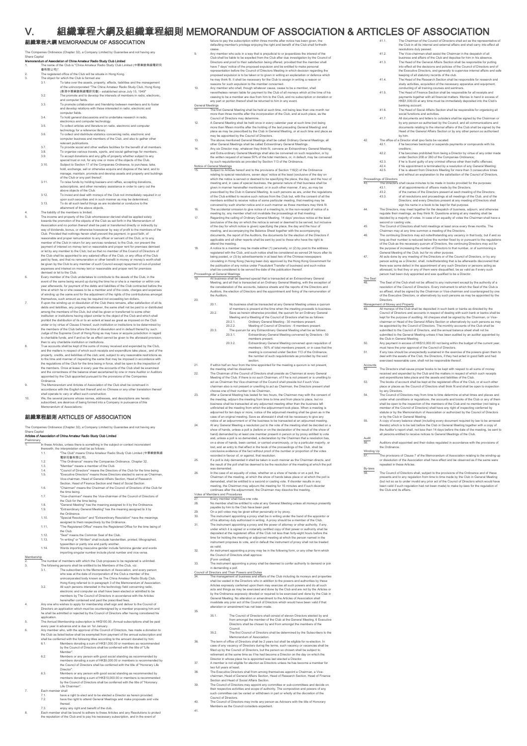# V. 組織章程大綱及組織章程細則 MEMORANDUM OF ASSOCIATION & ARTICLES OF ASSOCIATION

## 組織章程大綱 MEMORANDUM OF ASSOCIATION

The Companies Ordinance (Chapter 32), a Company Limited by Guarantee and not having any Share Capital

**Memorandum of Association of China Amateur Radio Study Club Limited**

1. The name of the Club is "China Amateur Radio Study Club Limited (中華業餘無線電研究會有限公司)".
2. The registered office of the Club will be situate in Hong Kong.
3. The object for which the Club is formed are:
   - 3.1. To take over the assets, property, effects, liabilities and the management of the unincorporated "The China Amateur Radio Study Club, Hong Kong (香港中華業餘無線電研究會) - established since July 15, 1949"
   - 3.2. The promote and to develop the interests of members in radio, electronic, and computer fields.
   - 3.3. To promote collaboration and friendship between members and to foster and develop relations with those interested in radio, electronic and computer fields.
   - 3.4. To hold general discussions and to undertake research in radio, electronics and computer technology.
   - 3.5. To collect articles and literature on radio, electronic and computer technology for a reference library.
   - 3.6. To collect and distribute statistics concerning radio, electronic and computer business and members of the Club; and also to gather other relevant publications.
   - 3.7. To provide social and other welfare facilities for the benefit of all members.
   - 3.8. To organize various travels, sports, and social gatherings for members.
   - 3.9. To accept donations and any gifts of property whether subject to any special trust or not, for any one or more of the objects of the Club.
   - 3.10. Subject to Section 17 of the Companies Ordinance, to purchase, take, hold, exchange, sell or otherwise acquire and dispose of the land, and to manage, maintain, promote and develop assets and property and buildings of the Club or any part thereof.
   - 3.11. To raise funds by holding bazaars and raffles, accepting donations, subscriptions, and other monetary assistance in order to carry out the above objects of the Club.
   - 3.12. To invest and deal with moneys of the Club not immediately required in or upon such securities and in such manner as may be determined.
   - 3.13. To do all such lawful things as are incidental or conducive to the attainment of the above objects.
4. The liability of the members is limited.
5. The income and property of the Club whensoever derived shall be applied solely towards the promotion of the objects of the Club as set forth in the Memorandum of Association and no portion thereof shall be paid or transferred directly or indirectly by way of dividends, bonus, or otherwise howsoever by way of profit to the members of the Club. Provided that nothings herein shall prevent the payment, in good faith, of reasonable and proper remuneration to any officer or servant of the Club, or to any member of the Club in return for any services rendered, to the Club, nor prevent the payment of interest on money lent or reasonable and proper rent for premises demised or let by any member to the Club; but so that no member of the Council of Directors of the Club shall be appointed to any salaried office of the Club, or any office of the Club paid by fees, and that no remuneration or other benefit in money or money's worth shall be given by the Club to any member of such Council except repayment of out-of-pocket expenses and interest on money lent or reasonable and proper rent for premises demised or let to the Club.
6. Every member of the Club undertakes to contribute to the assets of the Club, in the event of the same being wound up during the time he or she is a member or within one year afterwards, for payment of the debts and liabilities of the Club contracted before the time at which he or she ceases to be a member and of the costs, charges and expenses of winding up the same and for the adjustment of the rights of the contributories amongst themselves, such amount as may be required not exceeding ten dollars.
7. If upon the winding up or dissolution of the Club there remains, after satisfaction of all its debts and liabilities, any property whatsoever, the same shall not be paid to or distributed among the members of the Club, but shall be given or transferred to some other institution or institutions having object similar to the object of the Club and which shall prohibit the distribution of its or to an extent at least as great as imposed on the Club under or by virtue of Clause 5 hereof, such institution or institutions to be determined by the members of the Club before the time of dissolution and in default thereof by such Judge of the Supreme Court of Hong Kong as may have or acquire jurisdiction in regard to charitable funds, and if and so far as effect cannot be given to the aforesaid provision, then to any charitable institution or institutions.
8. True accounts shall be kept of the sums of money received and expended by the Club, and the matters in respect of which such receipts and expenditure take place,, and of the property, credits, and liabilities of the club; and, subject to any reasonable restrictions as to the time and manner of inspecting the same that may be imposed in accordance with the regulations of the Club for the time being in force, shall be open to the inspection of the members. Once at least in every year the accounts of the Club shall be examined and the correctness of the balance sheet ascertained by one or more Auditor or Auditors appointed by the Club appointed pursuant to the provisions of the Companies Ordinance.
9. The Memorandum and Articles of Association of the Club shall be construed in accordance with the English text thereof and no Chinese or any other translation thereof shall operate to vary or affect such construction.
10. We, the several persons whose names, addresses, and descriptions are hereto subscribed, are desirous of being formed into a Company in pursuance of this Memorandum of Associations.

## 組織章程細則 ARTICLES OF ASSOCIATION

The Companies Ordinance (Chapter 32), a Company Limited by Guarantee and not having any Share Capital

**Articles of Association of China Amateur Radio Study Club Limited**

Preliminary

1. In these Articles, unless there is something in the subject or context inconsistent therewith, the interpretation shall be as follows:
   - 1.1. "The Club" means China Amateur Radio Study Club Limited (中華業餘無線電研究會有限公司).
   - 1.2. "The Ordinance" means the Companies Ordinance, Chapter 32.
   - 1.3. "Member" means a member of the Club.
   - 1.4. "Council of Directors" means the Directors of the Club for the time being.
   - 1.5. "Executive Directors" means those Directors elected to serve as Chairman, Vice-chairman, Head of General Affairs Section, Head of Research Section, Head of Finance Section and Head of Social Section.
   - 1.6. "Chairman" means the Chairman of the Council of Directors of the Club for the time being.
   - 1.7. "Vice-chairman" means the Vice-chairman of the Council of Directors of the Club for the time being.
   - 1.8. "General Meeting" has the meaning assigned to it by the Ordinance.
   - 1.9. "Extraordinary General Meeting" has the meaning assigned to it by the Ordinance.
   - 1.10. "Special Resolution" and "Extraordinary Resolution" have the meanings assigned to them respectively by the Ordinance.
   - 1.11. "The Registered Office" means the Registered Office for the time being of the Club.
   - 1.12. "Seal" means the Common Seal of the Club.
   - 1.13. "In writing" or "Written" shall include handwritten, printed, lithographed, typewritten or partly one and partly another.
   - 1.14. Words importing masculine gender include feminine gender and words importing singular number include plural number and vice versa.

Membership

2. The number of members with which the Club proposes to be registered is unlimited.
3. The following persons shall be entitled to be Members of the Club, viz.:
   - 3.1. The subscribers to the Memorandum of Association, and every person who was at the date of incorporation of the Club a member of the unincorporated body known as The China Amateur Radio Study Club, Hong Kong referred to in paragraph 3 of the Memorandum of Association.
   - 3.2. All such persons interested in the technology field concerning radio, electronic and computer as shall have been elected or admitted to be members by The Council of Directors in accordance with the Articles hereinafter contained and paid the prescribed fees.
4. Any one who wishes to apply for membership shall sign and deliver to the Council of Directors an application which must be countersigned by a member proposing him and he shall be admitted or rejected by the Council of Directors after having considered his application.
5. The Annual Membership subscription is HK$100.00. Annual subscriptions shall be paid every year in advance and is due on 1st January.
6. Any member who, with the approval of the Council of Directors, has made a donation to the Club as listed below shall be exempted from payment of the annual subscription and shall be conferred with the following titles according to the amount donated by him:
   - 6.1. Members donating a sum of HK$1,000.00 or members as recommended by the Council of Directors shall be conferred with the title of "Life Member".
   - 6.2. Members or any person with good social standing as recommended by members donating a sum of HK$5,000.00 or members is recommended by the Council of Directors shall be conferred with the title of "Honorary Life Director".
   - 6.3. Members or any person with good social standing as recommended by members donating a sum of HK$10,000.00 or members is recommended by the Council of Directors shall be conferred with the title of "Honorary Life Chairman".
7. Each member shall
   - 7.1. have a right to elect and to be elected a Director as herein provided.
   - 7.2. have the right to attend General Meetings and make proposals and vote thereat.
   - 7.3. enjoy any right and benefit of the club.
8. Each member shall be bound to adhere to these Articles and any Resolutions to protect the reputation of the Club and to pay his necessary subscription, and in the event of failure to pay the subscription within three months after notice has been given, the defaulting member's privilege enjoying the right and benefit of the Club shall forthwith cease.
9. Any member who acts in a way that is prejudicial to or jeopardizes the interest of the Club shall be liable to be expelled from the Club after due investigation by the Council of Directors and proof to their satisfaction being offered, provided that the member shall have 7 days' notice of the proposed expulsion and be entitled to make personal representation before the Council of Directors Meeting in which decision regarding the proposed expulsion is to be taken or to given in writing an explanation or defence which he may think fit. It shall be necessary for the Club to assign in writing a reason or reasons for such expulsion to the member concerned.
10. Any member who shall, though whatever cause, ceases to be a member, shall nevertheless remain liable for payment to the Club of all moneys which at the time of his ceasing to be a member are due from him to the Club, and no subscription or donation or any part or portion thereof shall be returned to him in any event.

General Meetings

11. The first General Meeting shall be held at such time, not being less than one month nor more than three months after the incorporation of the Club, and at such place, as the Council of Directors may determine.
12. A General Meeting shall be held once in every calendar year at such time (not being more than fifteen months after the holding of the last preceding General Meeting) and place as may be prescribed by the Club in General Meeting, or at such time and place as may be appointed by the Council of Directors.
13. The above mentioned General Meetings shall be called Ordinary General Meetings; all other General Meetings shall be called Extraordinary General Meetings.
14. Any six Director may, whatever they think fit, convene an Extraordinary General Meeting, and Extra-ordinary General Meetings shall also be convened on such requisition, or by the written request of at lease 50% of the total members, or, in default, may be convened by such requisitionists as provided by Section 113 of the Ordinance.

Notice of General Meetings

15. Subject to Articles hereof and to the provisions of Section 116(2) of the Ordinance relating to special resolutions, seven days' notice at the least (exclusive of the day on which the notice is served or deemed to be served be specifying the place, the day, and the hour of meeting and, in case of special business, the general nature of that business shall be given in manner hereinafter mentioned, or in such other manner, if any, as may be prescribed by the Club in General Meeting, to such persons as are, under the regulations of the Club entitled to receive such notices from the Club but, with the consent of all the members entitled to receive notices of some particular meeting, that meeting may be convened by such shorter notice and in such manner as those members may think fit.
16. The accidental omission to give notice of a meeting to, or the non-receipt of notice of a meeting by, any member shall not invalidate the proceedings at that meeting.
17. Regarding the calling of Ordinary General Meeting, 14 days' previous notice at the least (exclusive of the day on which the notice is served or deemed to be served, but inclusive of the day for which notice is given) specifying the place, the day and the hour of meeting, and accompanying the Balance Sheet together with the accompanying documents, the report of the Auditors, the documents for the election of the Directors if applicable and all other reports shall be sent by post to those who have the right to attend the meeting.
18. A notice to a member may be made either (1) personally, or (2) by post to the address registered with the Club, and such notice shall be considered as served 24 hours after its being posted, or (3) by advertisements in at least two of the Chinese newspapers circulating in Hong Kong (having been duly approved by the Hong Kong Government for the publication of any notice under Fraudulent Transfer of business) and such notice shall be considered to be served the date of the publication thereof.

Proceedings at General Meetings

19. All business shall be deemed special that is transacted at an Extraordinary General Meeting, and all that is transacted at an Ordinary General Meeting, with the exception of the consideration of the accounts, balance sheets and the reports of the Directors and Auditors, the election of Directors and the appointment and fixing of the remuneration of the Auditors.
20.
   - 20.1. No business shall be transacted at any General Meeting unless a quorum of members is present at the time when the meeting proceeds to business.
   - 20.2. Save as herein otherwise provided, the quorum for an Ordinary General Meeting and a Meeting of the Council of Directors shall be as follows:
     - 20.2.1. Ordinary General Meeting - 30 members present.
     - 20.2.2. Meeting of Council of Directors - 6 members present.
   - 20.3. The quorum for any Extraordinary General Meeting shall be as follows:
     - 20.3.1. Extraordinary General Meeting convened by Directors - 50 members present.
     - 20.3.2. Extraordinary General Meeting convened upon requisition of members - 50% of total members present, or in case that the meeting is convened under Section 113 of the Ordinance, the number of such requisitionists as provided by the said section.
21. If within half an hour from the time appointed for the meeting a quorum is not present, the meeting shall be dissolved.
22. The Chairman of the Council of Directors shall preside as Chairman at every General Meeting of the Club. If there is no such Chairman, of if he is not present or is unwilling to act as Chairman the Vice-chairman of the Council shall preside but if such Vice-chairman also is not present or unwilling to act as Chairman, the Directors present shall choose one of their number to be Chairman.
23. After a General Meeting has lasted for two hours, the Chairman may with the consent of the meeting, adjourn the meeting from time to time and from place to place, but no business shall be transacted at any adjourned meeting other than the business left unfinished at the meeting from which the adjournment took place. When a meeting is adjourned for ten days or more, notice of the adjourned meeting shall be given as in the case of an original meeting. Save as aforesaid it shall not be necessary to give any notice of an adjournment or of the business to be transacted at an adjourned meeting.
24. At any General Meeting a resolution put to the vote of the meeting shall be decided on a show of hands, unless a poll is (before or on the declaration of the result of the show of hand) demanded by at least one member present in person or by proxy entitled to vote and, unless a poll is so demanded, a declaration by the Chairman that a resolution has, on a show of hands, been carried, or carried unanimously, or by a particular majority, or lost, and an entry to that effect in the book of the proceedings of the Club, shall be conclusive evidence of the fact without proof of the number or proportion of the votes recorded in favour of, or against, that resolution.
25. If a poll is duly demanded it shall be taken in such manner as the Chairman directs, and the result of the poll shall be deemed to be the resolution of the meeting at which the poll was demanded.
26. In the case of an equality of votes, whether on a show of hands or on a poll, the Chairman of the meeting, at which the show of hands takes place or at which the poll is demanded, shall be entitled to a second or casting vote. If disorder results in any meeting, the Chairman may adjourn the meeting for 15 minutes and if such disorder continues after the adjournment, the Chairman may dissolve the meeting.

Votes of Members and Procedures

27. Every member shall have one vote.
28. No member shall be entitled to vote at any General Meeting unless all moneys presently payable by him to the Club have been paid.
29. On a poll votes may be given either personally or by proxy.
30. The instrument appointing a proxy shall be in writing under the hand of the appointor or of his attorney duly authorized in writing. A proxy should be a member of the Club.
31. The instrument appointing a proxy and the power of attorney or other authority, if any, under which it is signed or a notarially certified copy of that power or authority shall be deposited at the registered office of the Club not less than forty-eight hours before the time for holding the meeting or adjourned meeting at which the person named in the instrument proposes to vote, and in default the instrument of proxy shall not be treated as valid.
32. An instrument appointing a proxy may be in the following form, or any other form which the Council of Directors shall approve:
    [Form omitted]
33. The instrument appointing a proxy shall be deemed to confer authority to demand or join in demanding a poll.

Council of Directors and Their Powers and Duties

34. The management of business and affairs of the Club including its moneys and properties shall be vested in the Directors who in addition to the powers and authorities by these Articles expressly conferred upon them may exercise all such powers and do all such acts and things as may be exercised and done by the Club and are not by the Articles or by the Ordinance expressly directed or required to be exercised and done by the Club in General Meeting. No alteration or amendment to the Articles of Association shall invalidate any prior act of the Council of Directors which would have been valid if that alteration or amendment has not been made.
35.
   - 35.1. The Council of Directors shall consist of eleven Directors elected by and from amongst the member of the Club at the General Meeting. 6 Executive Directors shall be chosen by and from amongst the members of the Council.
   - 35.2. The first Council of Directors shall be determined by the Subscribers to the Memorandum of Association.
36. The term of office of Directors shall be 2 years but shall be eligible for re-election. In case of any vacancy of Directors during the terms, such vacancy or vacancies shall be filled up by the Council of Directors, but the person so chosen shall be subject to retirement at the same time as if he had become a Director on the day on which the Director in whose place he is appointed was last elected a Director.
37. A member is not eligible for election as Directors unless he has become a member for two full years at least.
38. The Executive Directors shall from among themselves appoint a Chairman, a Vice-chairman, Head of General Affairs Section, Head of Research Section, Head of Finance Section and Head of Social Affairs Section.
39. The Council of Directors may appoint any committee or sub-committees and decide on their respective activities and scope of authority. The composition and powers of any such committees can be varied or withdrawn in part or wholly at the discretion of the Council of Directors.
40. The Council of Directors may invite any person as Advisors with the title of Honorary Members as the Council considers expedient.
41.
   - 41.1. The Chairman of the Council of Directors shall act as the representative of the Club in all its internal and external affairs and shall carry into effect all resolutions duly passed.
   - 41.2. The Vice-chairman shall assist the Chairman in the despatch of all business and affairs of the Club and deputise for him in his absence.
   - 41.3. The Head of the General Affairs Section shall be responsible for putting into effect all the decisions and policies of the Council of Directors and of the Executive Directors; and generally to supervise internal affairs and safe keeping of all statutory records of the club.
   - 41.4. The Head of the Research Section shall be responsible for research and study activities, acquisition of the necessary apparatus and equipment, conducting of all training courses and seminars.
   - 41.5. The Head of Finance Section shall be responsible for all receipts and payments together with all financial matters. Monies in hand in excess of HK$1,000.00 at any time must be immediately deposited into the Club's banking account.
   - 41.6. The Head of Social Affairs Section shall be responsible for organising all social functions and activities.
   - 41.7. All documents and letters to outsiders shall be signed by the Chairman or by any person so authorised by the Council, and all communications and documents relating to the internal affairs of the Club shall be signed by the Head of the General Affairs Section or by any other person so authorised by him.
42. The office of a Director shall ipso facto be vacated:
   - 42.1. if he becomes bankrupt or suspends payments or compounds with his creditors;
   - 42.2. if he becomes prohibited from being a Director by virtue of any order made under Section 208 or 260 of the Companies Ordinance;
   - 42.3. if he is found guilty of any criminal offence other than traffic offences;
   - 42.4. if his appointment is terminated by a resolution of any General Meeting;
   - 42.5. if he is absent from Directors Meeting for more than 3 consecutive times and without an explanation to the satisfaction of the Council of Directors.

Proceedings of Directors

43. The Directors shall cause minutes to be made in books provided for the purposes:
   - 43.1. of all appointments of officers made by the Directors;
   - 43.2. of the names of the Directors present at each meeting of the Directors;
   - 43.3. of all resolutions and proceedings at all meetings of the Club, and of the Directors; and every Directors present at any meeting of Directors shall sign his name in a book to be kept for that purpose.
44. The Directors may meet together for the despatch of business, adjourn, and otherwise regulate their meetings, as they think fit. Questions arising at any meeting shall be decided by a majority of votes. In case of an equality of votes the Chairman shall have a second or casting vote.
45. The Council of Directors shall hold meetings at least once every three months. The Chairman may at any time summon a meeting of the Directors.
46. The continuing Directors may act notwithstanding any vacancy in that body, but if and so long as their number is reduced below the number fixed by or pursuant to the regulations of the Club as the necessary quorum of Directors, the continuing Directors may act for the purpose of increasing the number of Directors to that number, or of summoning a General Meeting of the Club, but for no other purpose.
47. All acts done by any meeting of the Directors or of the Council of Directors, or by any person acting as a Director, shall, notwithstanding that is be afterwards discovered that there was some defect in the appointment of any such Directors or persons acting as aforesaid, to that they or any of them were disqualified, be as valid as if every such person had been duly appointed and was qualified to be a Director.

The Seal

48. The Seal of the Club shall not be affixed to any instrument except by the authority of a resolution of the Council of Directors. Every instrument to which the Seal of the Club is so affixed, shall be signed by the Chairman or Vice-chairman and countersigned by one of the Executive Directors, or alternatively by such persons as may be appointed by the Directors.

Management of Money and Property

49. All moneys of the Club shall be deposited in such bank or banks as directed by the Council of Directors and accounts in respect of dealing with such bank or banks shall be kept for the purpose of auditing. All cheques shall be signed by the Chairman, or Vice-chairman or Head of the General Affairs Section or alternatively by such persons as may be appointed by the Council of Directors. The monthly accounts of the Club shall be submitted to the Council of Directors, and the annual balance sheet shall not be submitted to the General Meeting unless it has been audited by an auditor appointed by the Club in General Meeting.
50. Any payment in excess of HK$10,000.00 not being within the budget of the current year, must have the prior approval of the Council of Directors.
51. If any loss should be unexpectedly sustained in the exercise of the powers given them to deal with the assets of the Club, the Directors, if they had acted in good faith and had exercised reasonable care, shall not be responsible thereof.

Accounts

52. The Directors shall cause proper books to be kept with respect to all sums of money received and expended by the Club and the matters in respect of which such receipts and expenditures take place and the assets and liabilities of the Club.
53. The books of account shall be kept at the registered office of the Club, or at such other place or places as the Council of Directors shall think fit and shall be open to inspection by any Directors.
54. The Council of Directors may from time to time determine at what times and places and under what conditions or regulations, the accounts and books of the Club or any of them shall be open to the inspection of the members of the Club and no member (not being a member of the Council of Directors) shall have any right of inspecting conferred by statute or by the Memorandum of Association or authorized by the Council of Directors or by the Club in General Meeting.
55. A copy of every balance sheet (including every document required by law to be annexed thereto) which is to be laid before the Club in General Meeting together with a copy of the Auditor's report shall, not less than 14 days before the date of the meeting, be sent to all persons entitled to receive notices to General Meetings of the Club.

Audit

56. Auditors shall appointed and their duties regulated in accordance with the provisions of the Ordinance.

Winding Up

57. The provisions of Clause 7 of the Memorandum of Association relating to the winding-up or dissolution of the Association shall have effect and be observed as if the same were repeated in these Articles.

By-laws

58. The Council of Directors shall, subject to the provisions of the Ordinance and of these presents and to any regulation from time to time made by the Club in General Meeting (but not so as to under invalid any prior act of the Council of Directors which would have been valid if such regulation had not been made) to make by-laws for the regulation of the Club and its affairs.